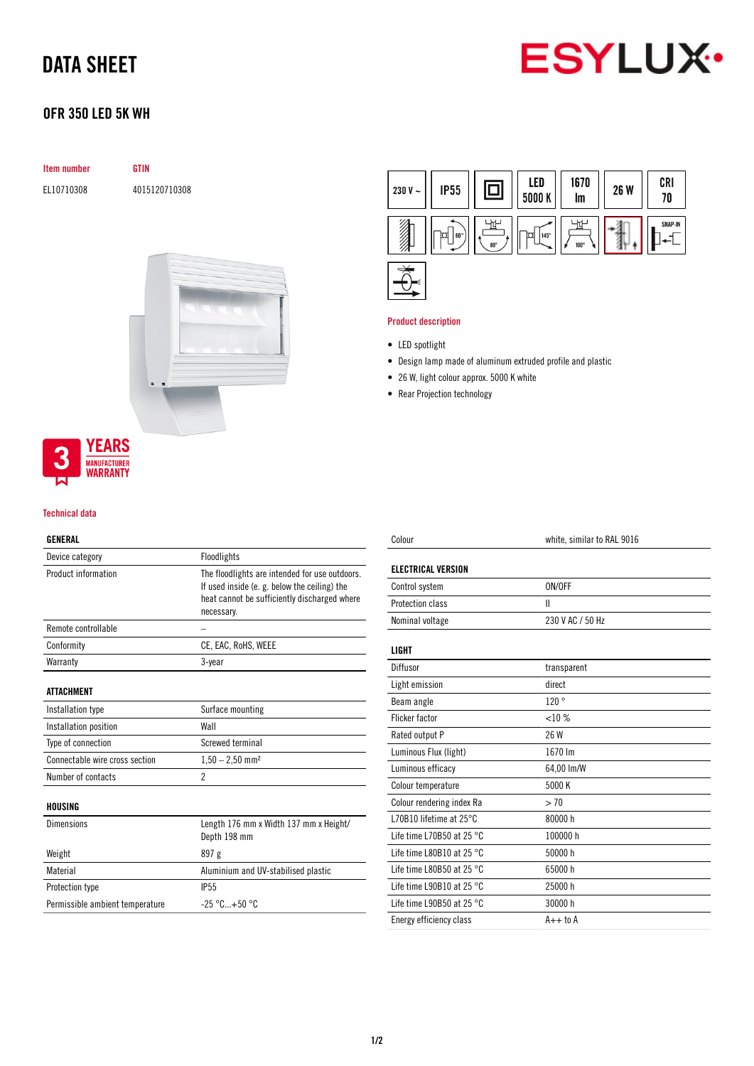# DATA SHEET

## OFR 350 LED 5K WH

| Item number | GTIN |
| --- | --- |
| EL10710308 | 4015120710308 |

230 V ~ | IP55 | LED 5000 K | 1670 lm | 26 W | CRI 70

3 YEARS MANUFACTURER WARRANTY

### Product description

- LED spotlight
- Design lamp made of aluminum extruded profile and plastic
- 26 W, light colour approx. 5000 K white
- Rear Projection technology

### Technical data

| GENERAL | |
| --- | --- |
| Device category | Floodlights |
| Product information | The floodlights are intended for use outdoors. If used inside (e. g. below the ceiling) the heat cannot be sufficiently discharged where necessary. |
| Remote controllable | – |
| Conformity | CE, EAC, RoHS, WEEE |
| Warranty | 3-year |

| ATTACHMENT | |
| --- | --- |
| Installation type | Surface mounting |
| Installation position | Wall |
| Type of connection | Screwed terminal |
| Connectable wire cross section | 1,50 – 2,50 mm² |
| Number of contacts | 2 |

| HOUSING | |
| --- | --- |
| Dimensions | Length 176 mm x Width 137 mm x Height/ Depth 198 mm |
| Weight | 897 g |
| Material | Aluminium and UV-stabilised plastic |
| Protection type | IP55 |
| Permissible ambient temperature | -25 °C...+50 °C |
| Colour | white, similar to RAL 9016 |

| ELECTRICAL VERSION | |
| --- | --- |
| Control system | ON/OFF |
| Protection class | II |
| Nominal voltage | 230 V AC / 50 Hz |

| LIGHT | |
| --- | --- |
| Diffusor | transparent |
| Light emission | direct |
| Beam angle | 120 ° |
| Flicker factor | <10 % |
| Rated output P | 26 W |
| Luminous Flux (light) | 1670 lm |
| Luminous efficacy | 64,00 lm/W |
| Colour temperature | 5000 K |
| Colour rendering index Ra | > 70 |
| L70B10 lifetime at 25°C | 80000 h |
| Life time L70B50 at 25 °C | 100000 h |
| Life time L80B10 at 25 °C | 50000 h |
| Life time L80B50 at 25 °C | 65000 h |
| Life time L90B10 at 25 °C | 25000 h |
| Life time L90B50 at 25 °C | 30000 h |
| Energy efficiency class | A++ to A |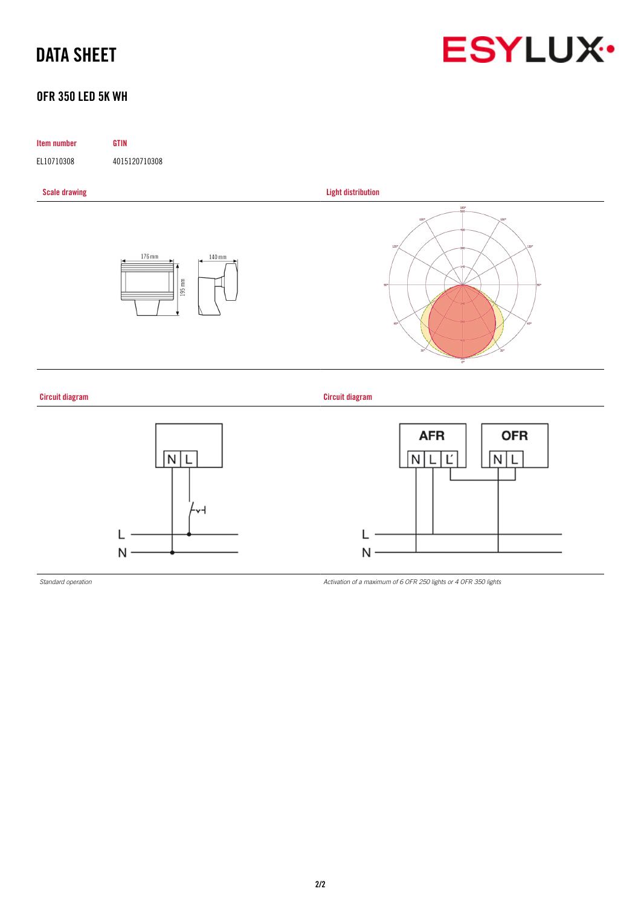# DATA SHEET

ESYLUX

## OFR 350 LED 5K WH

| Item number | GTIN |
| --- | --- |
| EL10710308 | 4015120710308 |

### Scale drawing

176 mm

140 mm

195 mm

### Light distribution

### Circuit diagram

N L

L

N

*Standard operation*

### Circuit diagram

AFR

N L L'

OFR

N L

L

N

*Activation of a maximum of 6 OFR 250 lights or 4 OFR 350 lights*